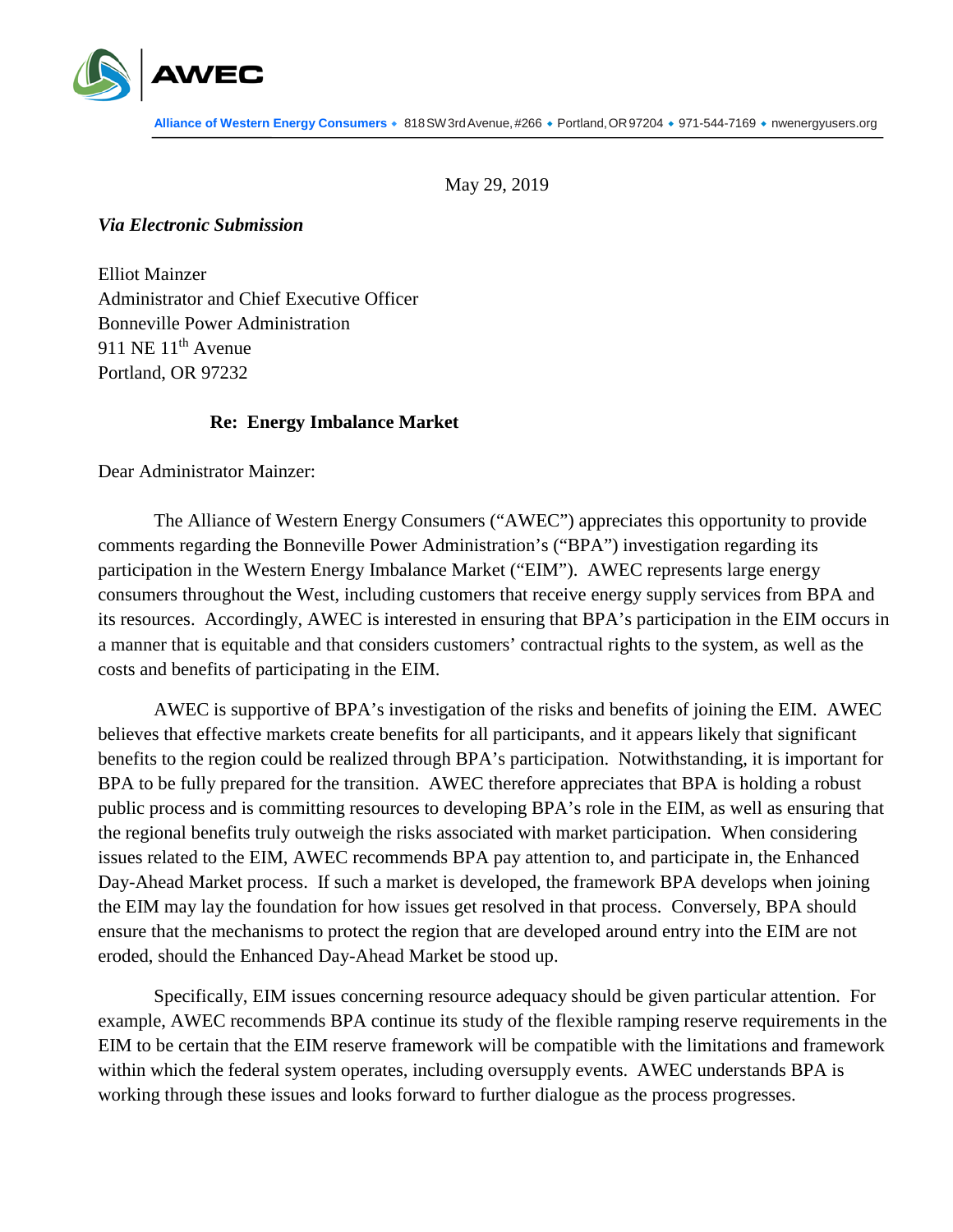**AWEC**

**Alliance of Western Energy Consumers** • 818 SW 3rd Avenue, #266 • Portland, OR 97204 • 971-544-7169 • nwenergyusers.org

May 29, 2019

***Via Electronic Submission***

Elliot Mainzer
Administrator and Chief Executive Officer
Bonneville Power Administration
911 NE 11th Avenue
Portland, OR 97232

**Re: Energy Imbalance Market**

Dear Administrator Mainzer:

The Alliance of Western Energy Consumers ("AWEC") appreciates this opportunity to provide comments regarding the Bonneville Power Administration's ("BPA") investigation regarding its participation in the Western Energy Imbalance Market ("EIM"). AWEC represents large energy consumers throughout the West, including customers that receive energy supply services from BPA and its resources. Accordingly, AWEC is interested in ensuring that BPA's participation in the EIM occurs in a manner that is equitable and that considers customers' contractual rights to the system, as well as the costs and benefits of participating in the EIM.

AWEC is supportive of BPA's investigation of the risks and benefits of joining the EIM. AWEC believes that effective markets create benefits for all participants, and it appears likely that significant benefits to the region could be realized through BPA's participation. Notwithstanding, it is important for BPA to be fully prepared for the transition. AWEC therefore appreciates that BPA is holding a robust public process and is committing resources to developing BPA's role in the EIM, as well as ensuring that the regional benefits truly outweigh the risks associated with market participation. When considering issues related to the EIM, AWEC recommends BPA pay attention to, and participate in, the Enhanced Day-Ahead Market process. If such a market is developed, the framework BPA develops when joining the EIM may lay the foundation for how issues get resolved in that process. Conversely, BPA should ensure that the mechanisms to protect the region that are developed around entry into the EIM are not eroded, should the Enhanced Day-Ahead Market be stood up.

Specifically, EIM issues concerning resource adequacy should be given particular attention. For example, AWEC recommends BPA continue its study of the flexible ramping reserve requirements in the EIM to be certain that the EIM reserve framework will be compatible with the limitations and framework within which the federal system operates, including oversupply events. AWEC understands BPA is working through these issues and looks forward to further dialogue as the process progresses.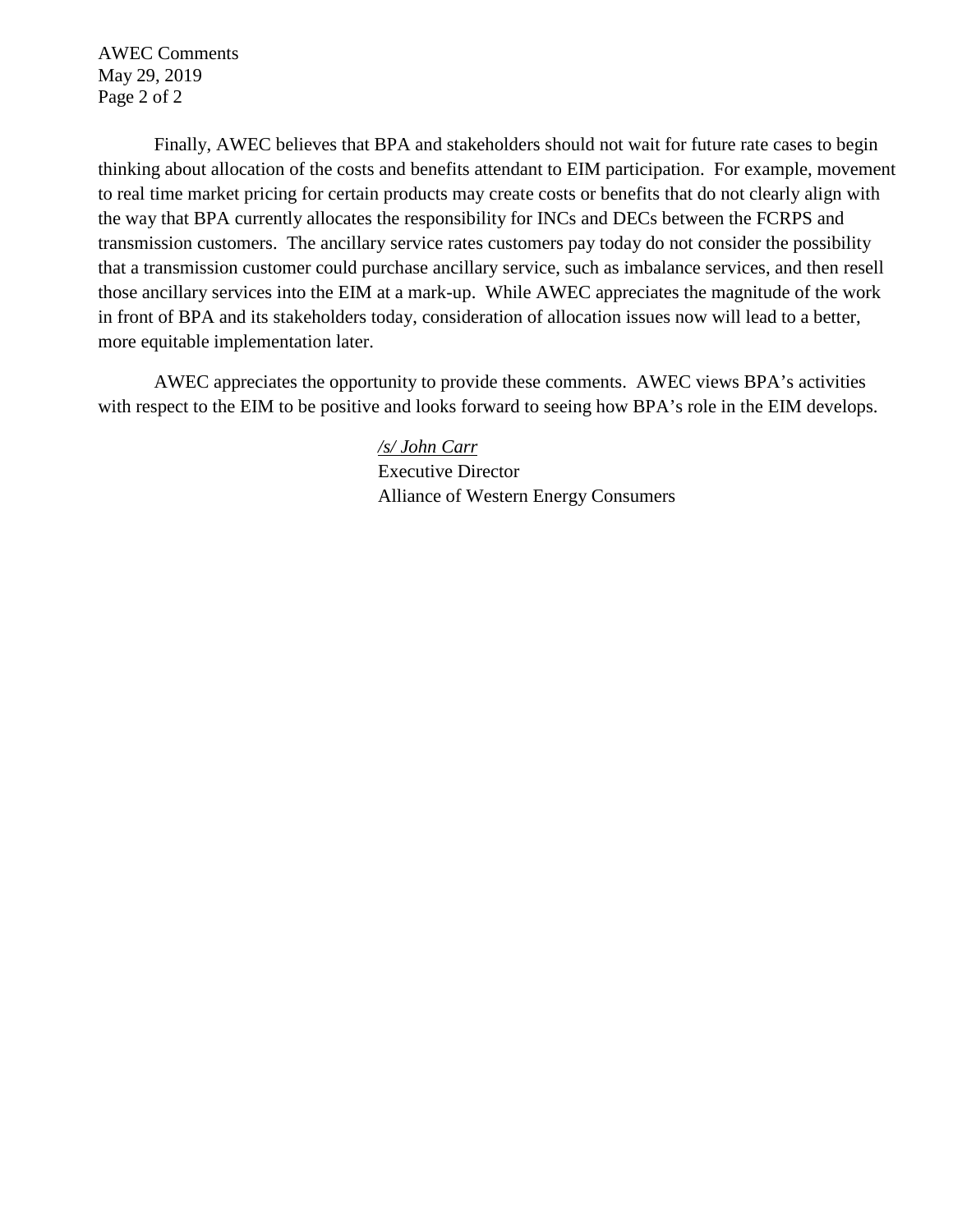Finally, AWEC believes that BPA and stakeholders should not wait for future rate cases to begin thinking about allocation of the costs and benefits attendant to EIM participation. For example, movement to real time market pricing for certain products may create costs or benefits that do not clearly align with the way that BPA currently allocates the responsibility for INCs and DECs between the FCRPS and transmission customers. The ancillary service rates customers pay today do not consider the possibility that a transmission customer could purchase ancillary service, such as imbalance services, and then resell those ancillary services into the EIM at a mark-up. While AWEC appreciates the magnitude of the work in front of BPA and its stakeholders today, consideration of allocation issues now will lead to a better, more equitable implementation later.

AWEC appreciates the opportunity to provide these comments. AWEC views BPA's activities with respect to the EIM to be positive and looks forward to seeing how BPA's role in the EIM develops.

*/s/ John Carr*
Executive Director
Alliance of Western Energy Consumers